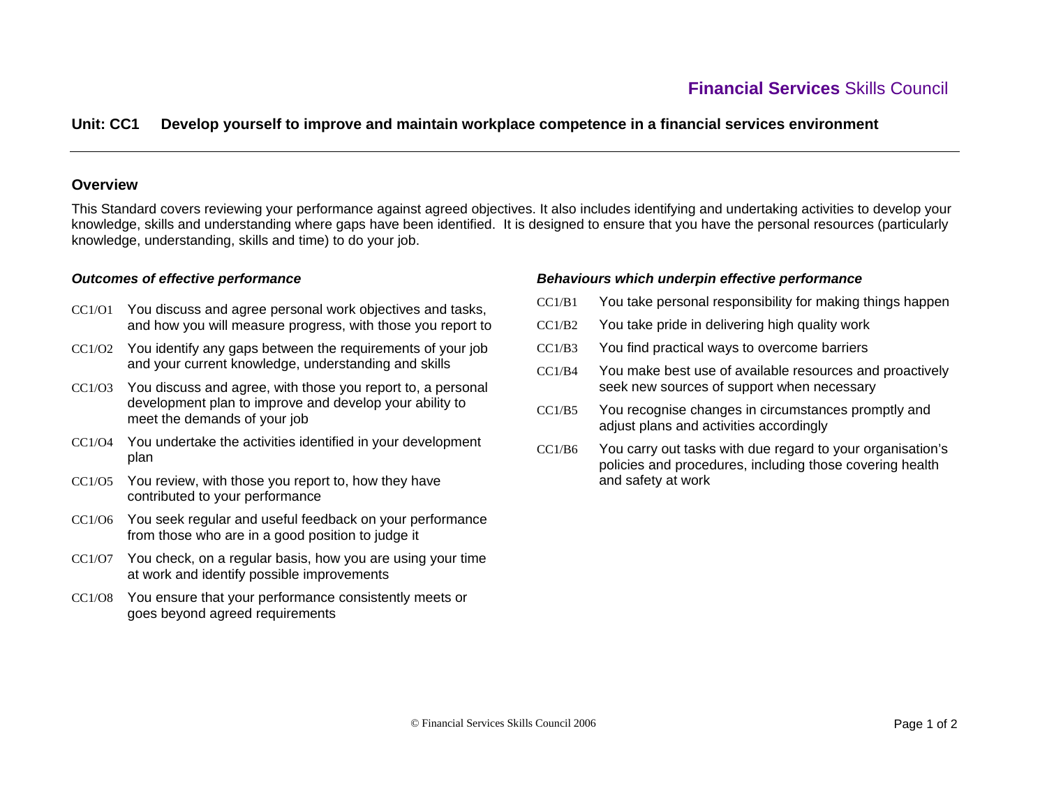**Financial Services** Skills Council

## Unit: CC1 Develop yourself to improve and maintain workplace competence in a financial services environment

### Overview

This Standard covers reviewing your performance against agreed objectives. It also includes identifying and undertaking activities to develop your knowledge, skills and understanding where gaps have been identified. It is designed to ensure that you have the personal resources (particularly knowledge, understanding, skills and time) to do your job.

### *Outcomes of effective performance*

- CC1/O1 You discuss and agree personal work objectives and tasks, and how you will measure progress, with those you report to
- CC1/O2 You identify any gaps between the requirements of your job and your current knowledge, understanding and skills
- CC1/O3 You discuss and agree, with those you report to, a personal development plan to improve and develop your ability to meet the demands of your job
- CC1/O4 You undertake the activities identified in your development plan
- CC1/O5 You review, with those you report to, how they have contributed to your performance
- CC1/O6 You seek regular and useful feedback on your performance from those who are in a good position to judge it
- CC1/O7 You check, on a regular basis, how you are using your time at work and identify possible improvements
- CC1/O8 You ensure that your performance consistently meets or goes beyond agreed requirements

### *Behaviours which underpin effective performance*

- CC1/B1 You take personal responsibility for making things happen
- CC1/B2 You take pride in delivering high quality work
- CC1/B3 You find practical ways to overcome barriers
- CC1/B4 You make best use of available resources and proactively seek new sources of support when necessary
- CC1/B5 You recognise changes in circumstances promptly and adjust plans and activities accordingly
- CC1/B6 You carry out tasks with due regard to your organisation's policies and procedures, including those covering health and safety at work

© Financial Services Skills Council 2006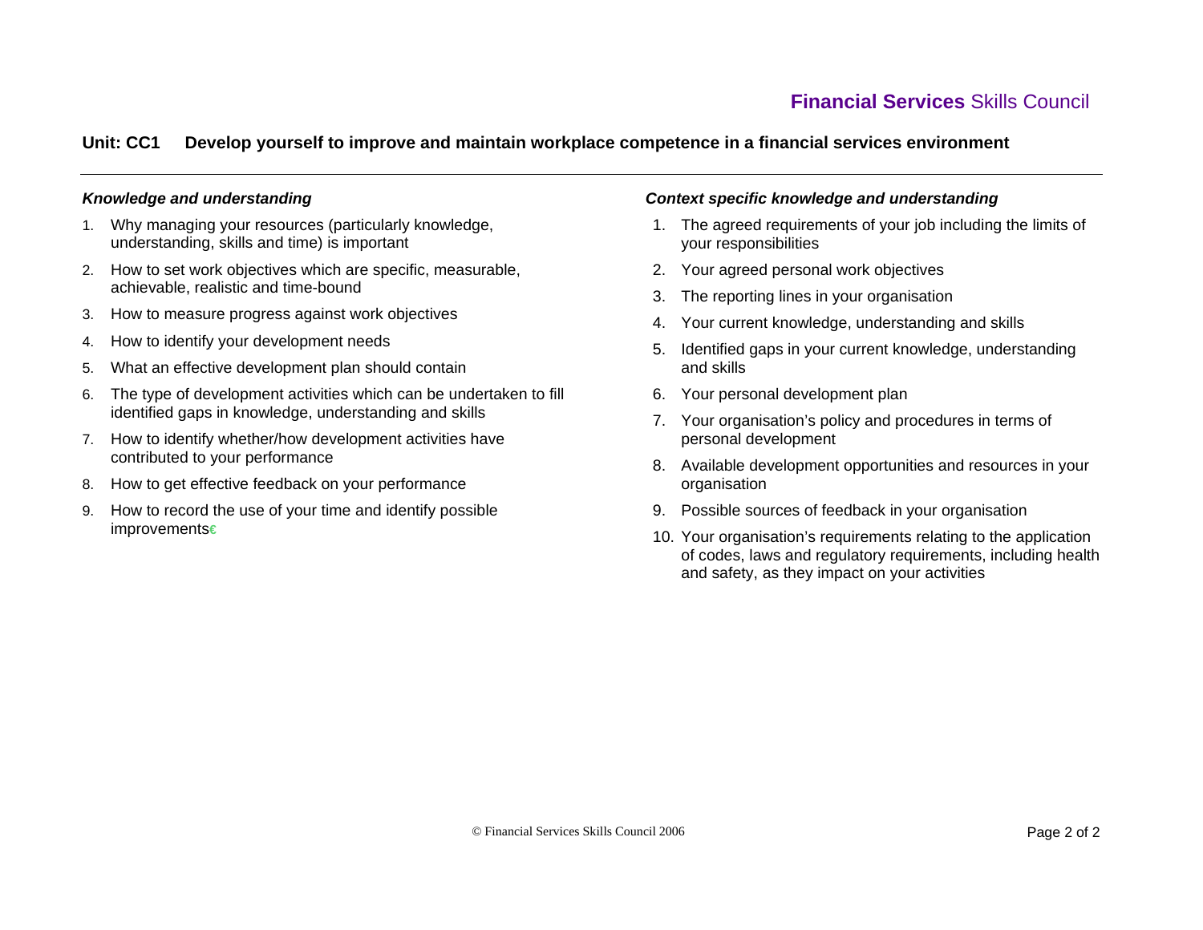## Unit: CC1 Develop yourself to improve and maintain workplace competence in a financial services environment

### *Knowledge and understanding*

1. Why managing your resources (particularly knowledge, understanding, skills and time) is important
2. How to set work objectives which are specific, measurable, achievable, realistic and time-bound
3. How to measure progress against work objectives
4. How to identify your development needs
5. What an effective development plan should contain
6. The type of development activities which can be undertaken to fill identified gaps in knowledge, understanding and skills
7. How to identify whether/how development activities have contributed to your performance
8. How to get effective feedback on your performance
9. How to record the use of your time and identify possible improvements€

### *Context specific knowledge and understanding*

1. The agreed requirements of your job including the limits of your responsibilities
2. Your agreed personal work objectives
3. The reporting lines in your organisation
4. Your current knowledge, understanding and skills
5. Identified gaps in your current knowledge, understanding and skills
6. Your personal development plan
7. Your organisation's policy and procedures in terms of personal development
8. Available development opportunities and resources in your organisation
9. Possible sources of feedback in your organisation
10. Your organisation's requirements relating to the application of codes, laws and regulatory requirements, including health and safety, as they impact on your activities